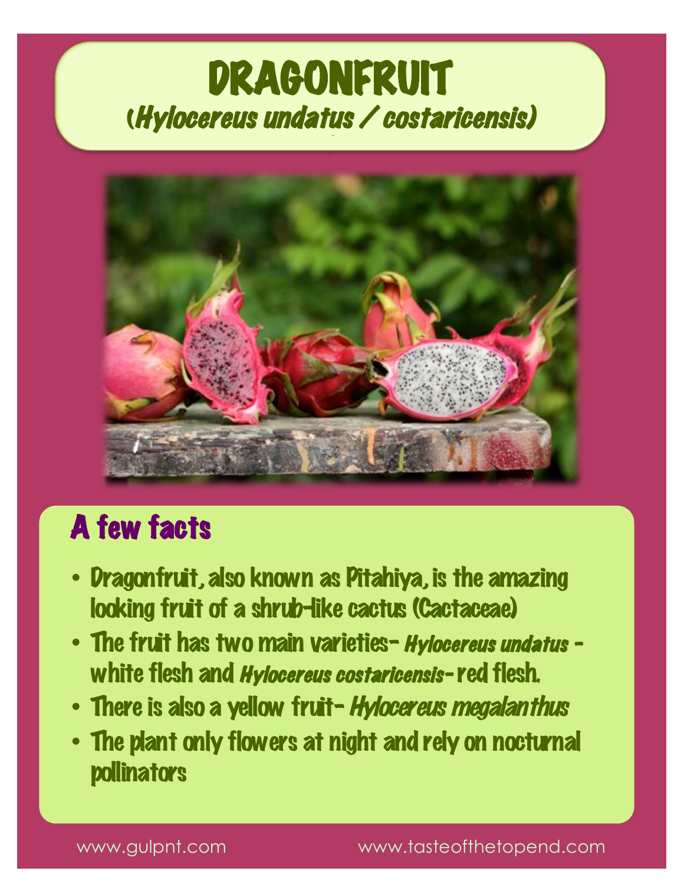# DRAGONFRUIT

## (*Hylocereus undatus / costaricensis*)

## A few facts

- Dragonfruit, also known as Pitahiya, is the amazing looking fruit of a shrub-like cactus (Cactaceae)
- The fruit has two main varieties- *Hylocereus undatus* - white flesh and *Hylocereus costaricensis*- red flesh.
- There is also a yellow fruit- *Hylocereus megalanthus*
- The plant only flowers at night and rely on nocturnal pollinators

www.gulpnt.com www.tasteofthetopend.com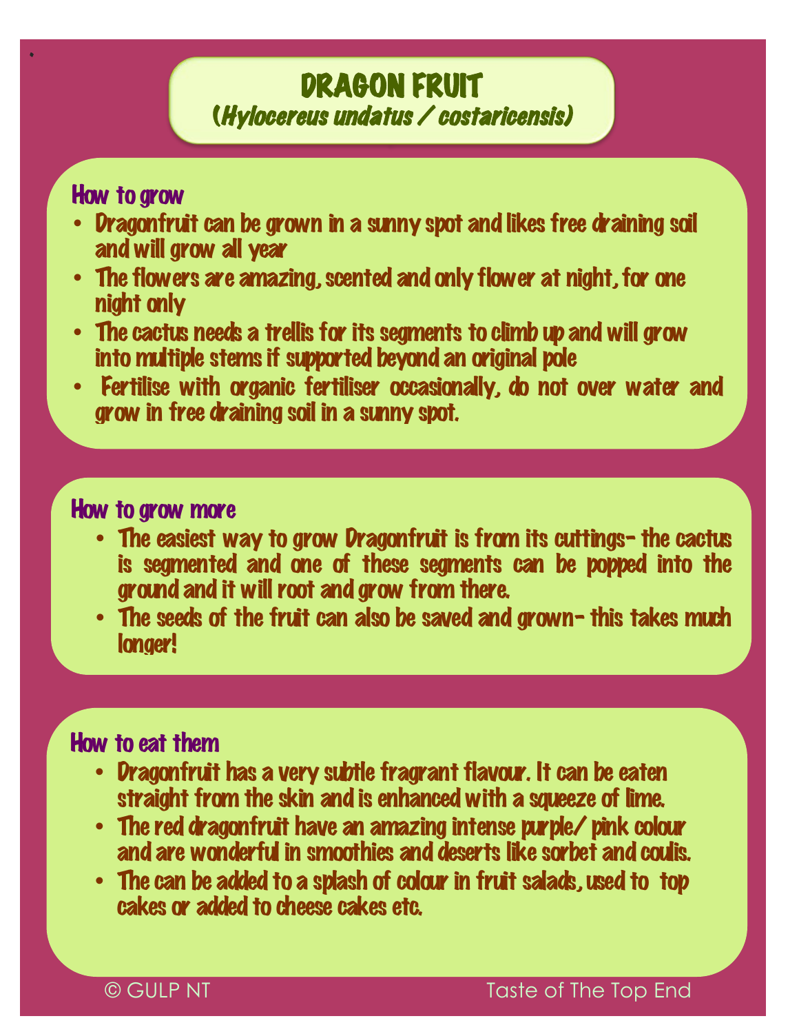# DRAGON FRUIT

(*Hylocereus undatus / costaricensis*)

## How to grow

- Dragonfruit can be grown in a sunny spot and likes free draining soil and will grow all year
- The flowers are amazing, scented and only flower at night, for one night only
- The cactus needs a trellis for its segments to climb up and will grow into multiple stems if supported beyond an original pole
- Fertilise with organic fertiliser occasionally, do not over water and grow in free draining soil in a sunny spot.

## How to grow more

- The easiest way to grow Dragonfruit is from its cuttings- the cactus is segmented and one of these segments can be popped into the ground and it will root and grow from there.
- The seeds of the fruit can also be saved and grown- this takes much longer!

## How to eat them

- Dragonfruit has a very subtle fragrant flavour. It can be eaten straight from the skin and is enhanced with a squeeze of lime.
- The red dragonfruit have an amazing intense purple/ pink colour and are wonderful in smoothies and deserts like sorbet and coulis.
- The can be added to a splash of colour in fruit salads, used to top cakes or added to cheese cakes etc.

© GULP NT

Taste of The Top End